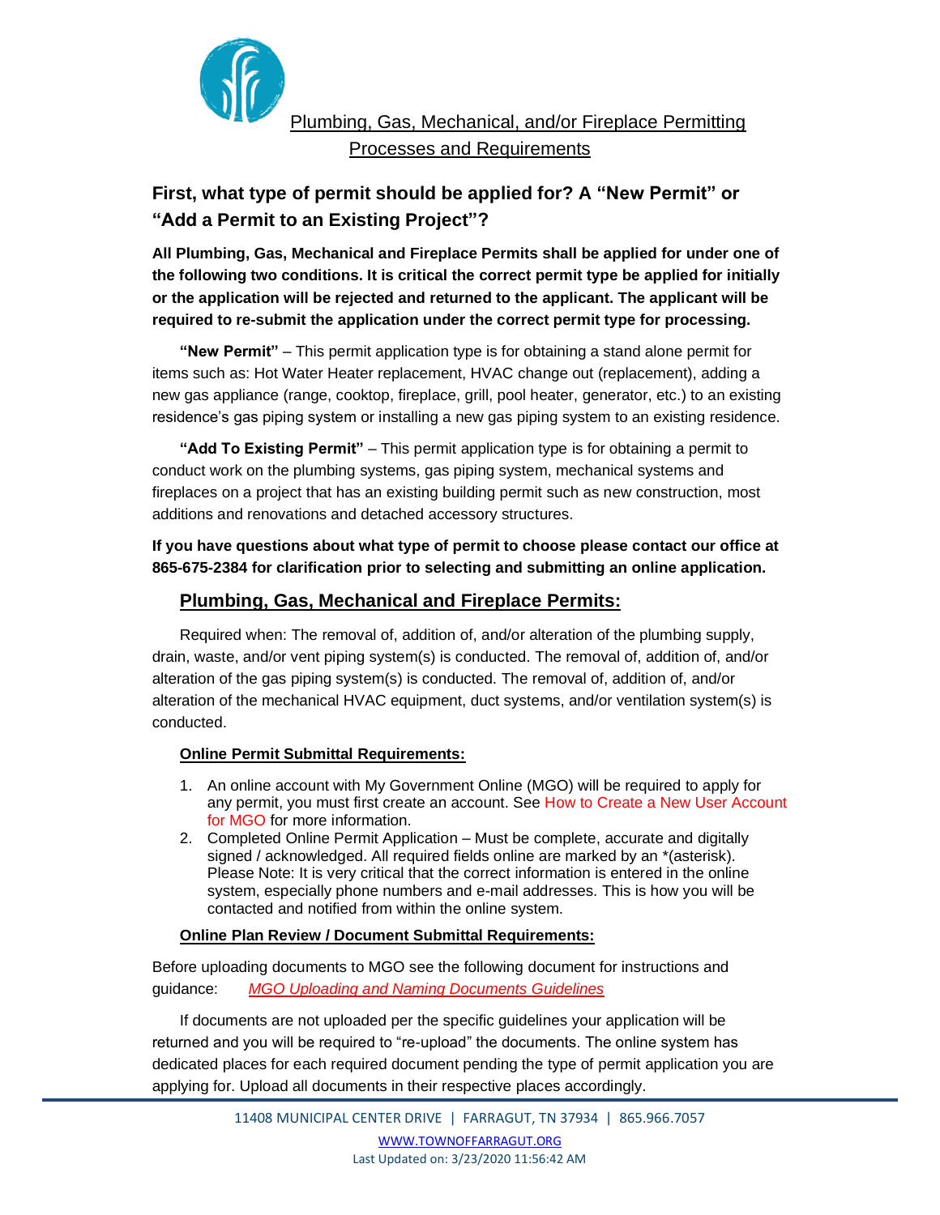# Plumbing, Gas, Mechanical, and/or Fireplace Permitting Processes and Requirements

## First, what type of permit should be applied for? A "New Permit" or "Add a Permit to an Existing Project"?

**All Plumbing, Gas, Mechanical and Fireplace Permits shall be applied for under one of the following two conditions. It is critical the correct permit type be applied for initially or the application will be rejected and returned to the applicant. The applicant will be required to re-submit the application under the correct permit type for processing.**

**"New Permit"** – This permit application type is for obtaining a stand alone permit for items such as: Hot Water Heater replacement, HVAC change out (replacement), adding a new gas appliance (range, cooktop, fireplace, grill, pool heater, generator, etc.) to an existing residence's gas piping system or installing a new gas piping system to an existing residence.

**"Add To Existing Permit"** – This permit application type is for obtaining a permit to conduct work on the plumbing systems, gas piping system, mechanical systems and fireplaces on a project that has an existing building permit such as new construction, most additions and renovations and detached accessory structures.

**If you have questions about what type of permit to choose please contact our office at 865-675-2384 for clarification prior to selecting and submitting an online application.**

## Plumbing, Gas, Mechanical and Fireplace Permits:

Required when: The removal of, addition of, and/or alteration of the plumbing supply, drain, waste, and/or vent piping system(s) is conducted. The removal of, addition of, and/or alteration of the gas piping system(s) is conducted. The removal of, addition of, and/or alteration of the mechanical HVAC equipment, duct systems, and/or ventilation system(s) is conducted.

### Online Permit Submittal Requirements:

1. An online account with My Government Online (MGO) will be required to apply for any permit, you must first create an account. See How to Create a New User Account for MGO for more information.
2. Completed Online Permit Application – Must be complete, accurate and digitally signed / acknowledged. All required fields online are marked by an *(asterisk). Please Note: It is very critical that the correct information is entered in the online system, especially phone numbers and e-mail addresses. This is how you will be contacted and notified from within the online system.

### Online Plan Review / Document Submittal Requirements:

Before uploading documents to MGO see the following document for instructions and guidance: *MGO Uploading and Naming Documents Guidelines*

If documents are not uploaded per the specific guidelines your application will be returned and you will be required to "re-upload" the documents. The online system has dedicated places for each required document pending the type of permit application you are applying for. Upload all documents in their respective places accordingly.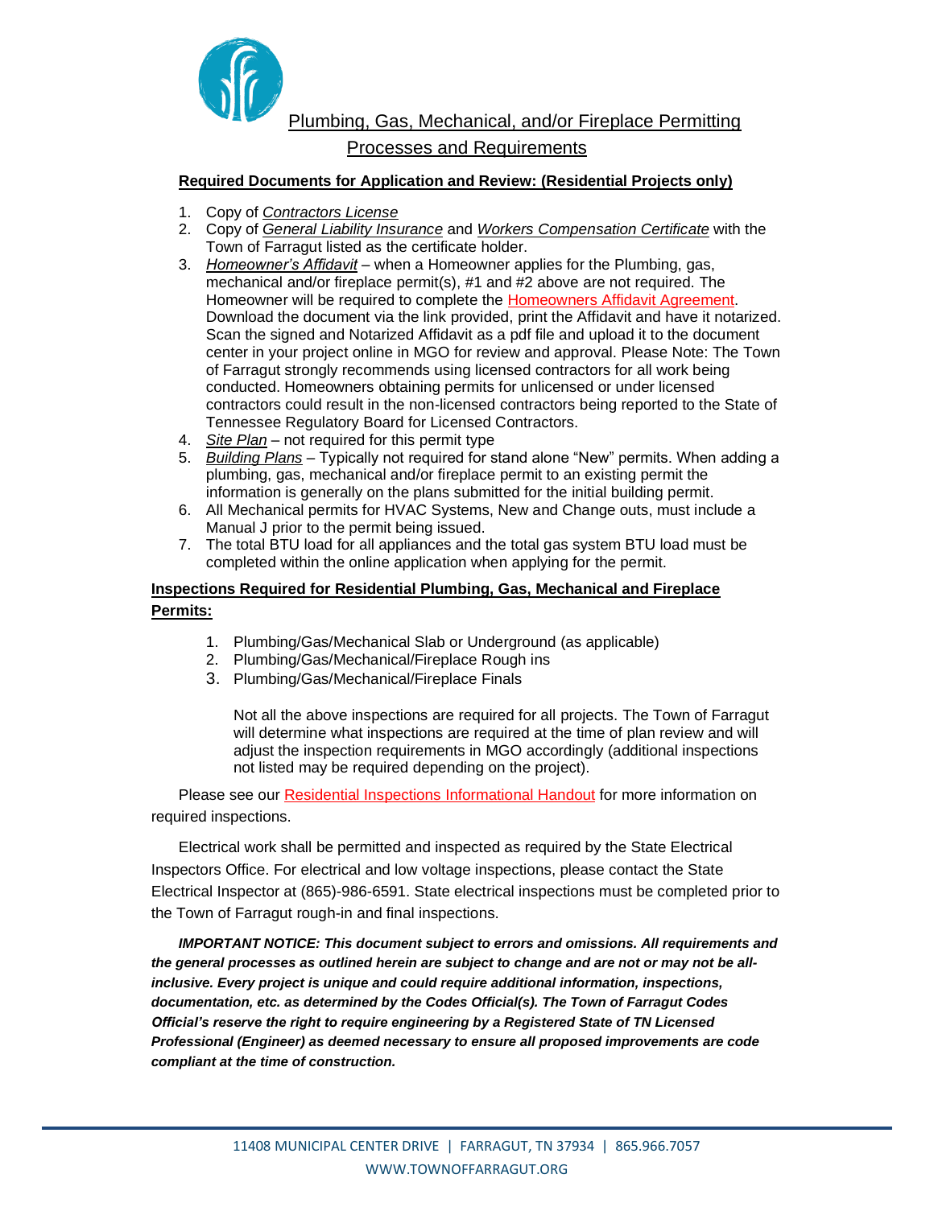# Plumbing, Gas, Mechanical, and/or Fireplace Permitting Processes and Requirements

**Required Documents for Application and Review: (Residential Projects only)**

1. Copy of *Contractors License*
2. Copy of *General Liability Insurance* and *Workers Compensation Certificate* with the Town of Farragut listed as the certificate holder.
3. ***Homeowner's Affidavit*** – when a Homeowner applies for the Plumbing, gas, mechanical and/or fireplace permit(s), #1 and #2 above are not required. The Homeowner will be required to complete the Homeowners Affidavit Agreement. Download the document via the link provided, print the Affidavit and have it notarized. Scan the signed and Notarized Affidavit as a pdf file and upload it to the document center in your project online in MGO for review and approval. Please Note: The Town of Farragut strongly recommends using licensed contractors for all work being conducted. Homeowners obtaining permits for unlicensed or under licensed contractors could result in the non-licensed contractors being reported to the State of Tennessee Regulatory Board for Licensed Contractors.
4. *Site Plan* – not required for this permit type
5. *Building Plans* – Typically not required for stand alone "New" permits. When adding a plumbing, gas, mechanical and/or fireplace permit to an existing permit the information is generally on the plans submitted for the initial building permit.
6. All Mechanical permits for HVAC Systems, New and Change outs, must include a Manual J prior to the permit being issued.
7. The total BTU load for all appliances and the total gas system BTU load must be completed within the online application when applying for the permit.

**Inspections Required for Residential Plumbing, Gas, Mechanical and Fireplace Permits:**

1. Plumbing/Gas/Mechanical Slab or Underground (as applicable)
2. Plumbing/Gas/Mechanical/Fireplace Rough ins
3. Plumbing/Gas/Mechanical/Fireplace Finals

Not all the above inspections are required for all projects. The Town of Farragut will determine what inspections are required at the time of plan review and will adjust the inspection requirements in MGO accordingly (additional inspections not listed may be required depending on the project).

Please see our Residential Inspections Informational Handout for more information on required inspections.

Electrical work shall be permitted and inspected as required by the State Electrical Inspectors Office. For electrical and low voltage inspections, please contact the State Electrical Inspector at (865)-986-6591. State electrical inspections must be completed prior to the Town of Farragut rough-in and final inspections.

***IMPORTANT NOTICE: This document subject to errors and omissions. All requirements and the general processes as outlined herein are subject to change and are not or may not be all-inclusive. Every project is unique and could require additional information, inspections, documentation, etc. as determined by the Codes Official(s). The Town of Farragut Codes Official's reserve the right to require engineering by a Registered State of TN Licensed Professional (Engineer) as deemed necessary to ensure all proposed improvements are code compliant at the time of construction.***

11408 MUNICIPAL CENTER DRIVE | FARRAGUT, TN 37934 | 865.966.7057
WWW.TOWNOFFARRAGUT.ORG